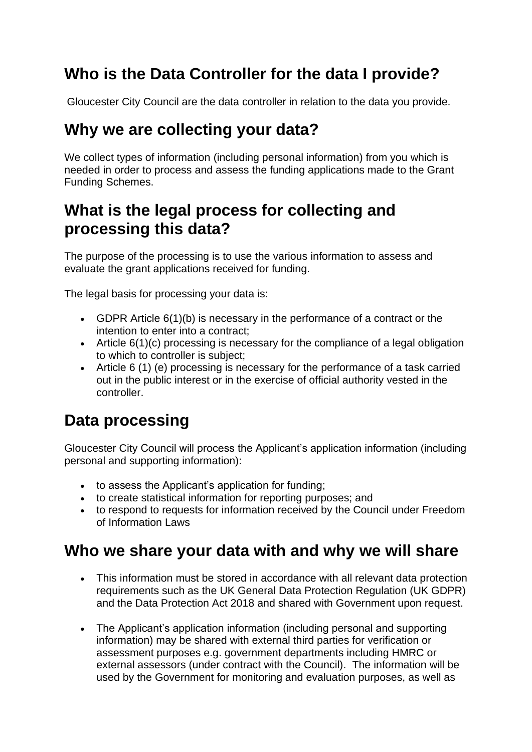## Who is the Data Controller for the data I provide?

Gloucester City Council are the data controller in relation to the data you provide.

## Why we are collecting your data?

We collect types of information (including personal information) from you which is needed in order to process and assess the funding applications made to the Grant Funding Schemes.

## What is the legal process for collecting and processing this data?

The purpose of the processing is to use the various information to assess and evaluate the grant applications received for funding.

The legal basis for processing your data is:

- GDPR Article 6(1)(b) is necessary in the performance of a contract or the intention to enter into a contract;
- Article 6(1)(c) processing is necessary for the compliance of a legal obligation to which to controller is subject;
- Article 6 (1) (e) processing is necessary for the performance of a task carried out in the public interest or in the exercise of official authority vested in the controller.

## Data processing

Gloucester City Council will process the Applicant's application information (including personal and supporting information):

- to assess the Applicant's application for funding;
- to create statistical information for reporting purposes; and
- to respond to requests for information received by the Council under Freedom of Information Laws

## Who we share your data with and why we will share

- This information must be stored in accordance with all relevant data protection requirements such as the UK General Data Protection Regulation (UK GDPR) and the Data Protection Act 2018 and shared with Government upon request.
- The Applicant's application information (including personal and supporting information) may be shared with external third parties for verification or assessment purposes e.g. government departments including HMRC or external assessors (under contract with the Council). The information will be used by the Government for monitoring and evaluation purposes, as well as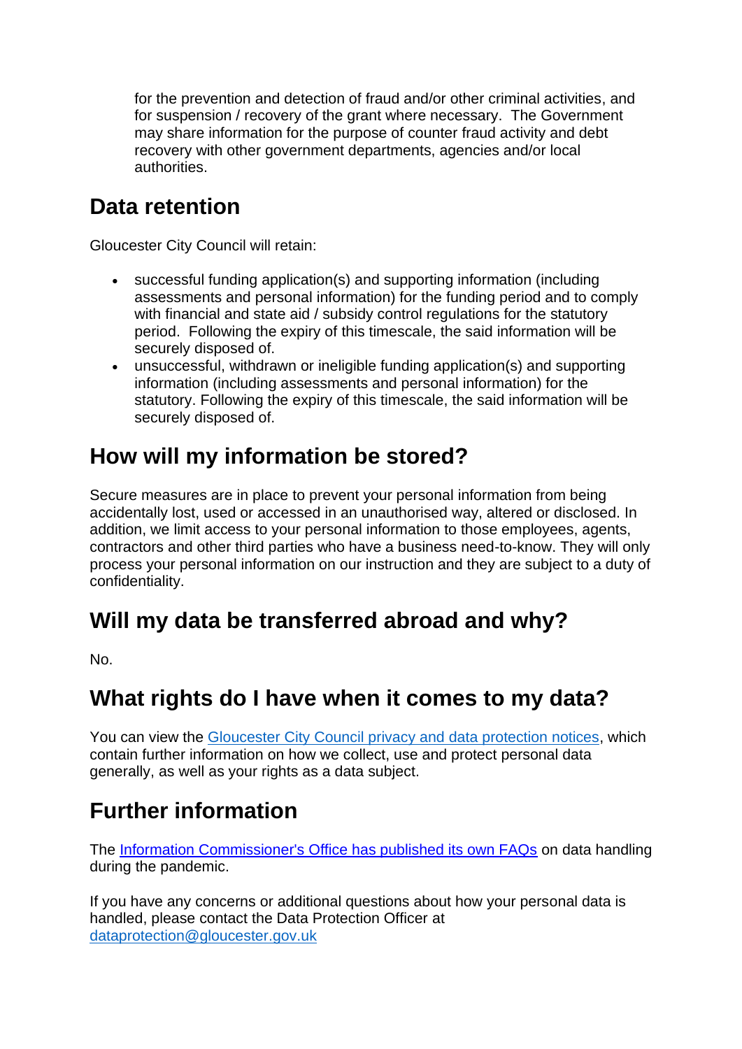for the prevention and detection of fraud and/or other criminal activities, and for suspension / recovery of the grant where necessary. The Government may share information for the purpose of counter fraud activity and debt recovery with other government departments, agencies and/or local authorities.

## Data retention

Gloucester City Council will retain:

- successful funding application(s) and supporting information (including assessments and personal information) for the funding period and to comply with financial and state aid / subsidy control regulations for the statutory period. Following the expiry of this timescale, the said information will be securely disposed of.
- unsuccessful, withdrawn or ineligible funding application(s) and supporting information (including assessments and personal information) for the statutory. Following the expiry of this timescale, the said information will be securely disposed of.

## How will my information be stored?

Secure measures are in place to prevent your personal information from being accidentally lost, used or accessed in an unauthorised way, altered or disclosed. In addition, we limit access to your personal information to those employees, agents, contractors and other third parties who have a business need-to-know. They will only process your personal information on our instruction and they are subject to a duty of confidentiality.

## Will my data be transferred abroad and why?

No.

## What rights do I have when it comes to my data?

You can view the Gloucester City Council privacy and data protection notices, which contain further information on how we collect, use and protect personal data generally, as well as your rights as a data subject.

## Further information

The Information Commissioner's Office has published its own FAQs on data handling during the pandemic.

If you have any concerns or additional questions about how your personal data is handled, please contact the Data Protection Officer at dataprotection@gloucester.gov.uk